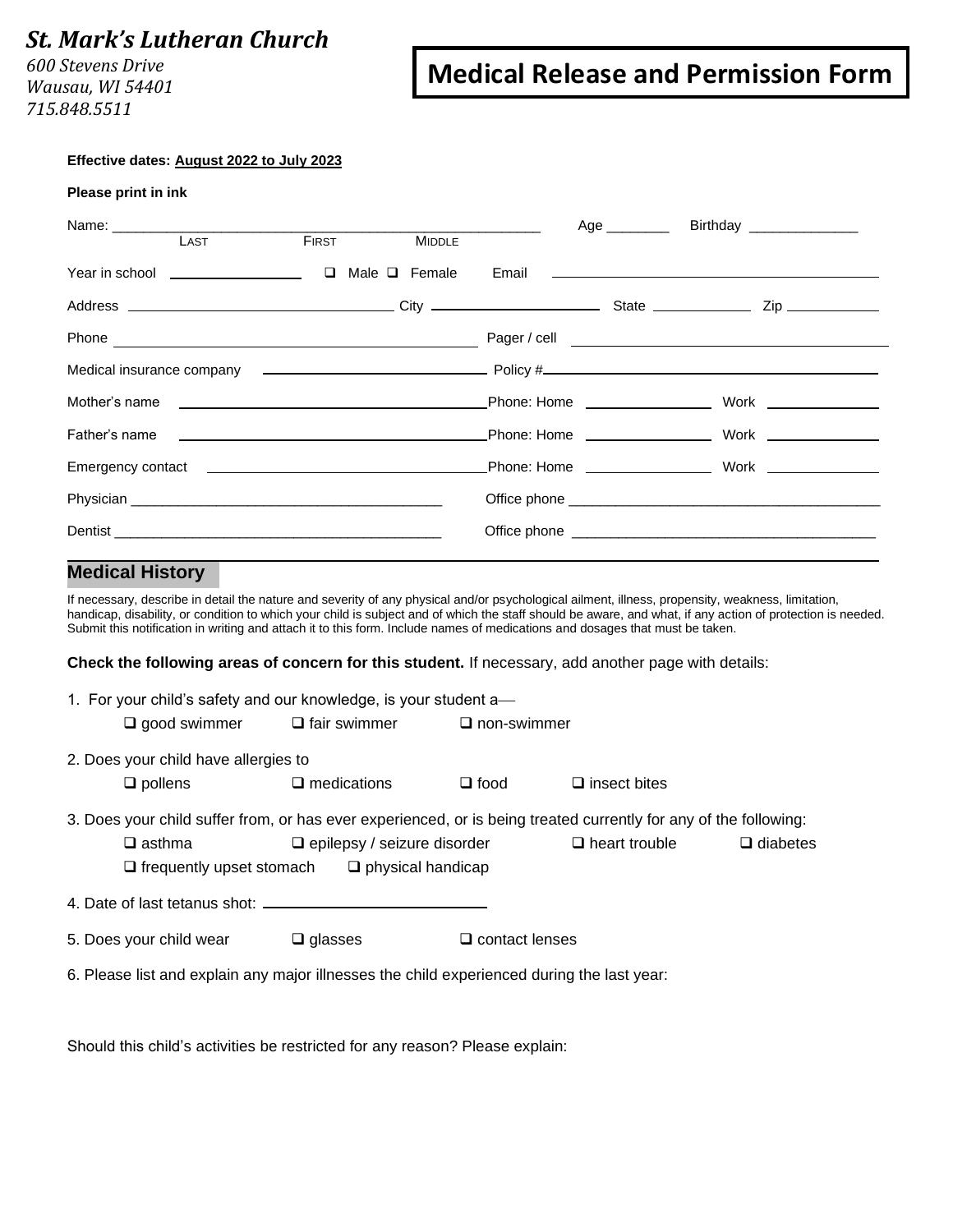**St. Mark's Lutheran Church**

*600 Stevens Drive*
*Wausau, WI 54401*
*715.848.5511*

# Medical Release and Permission Form

**Effective dates: August 2022 to July 2023**

**Please print in ink**

Name: ______________________________________________ Age ________ Birthday ______________
LAST FIRST MIDDLE

Year in school ________________ ❑ Male ❑ Female Email ________________________________________

Address ______________________________ City ____________________ State ____________ Zip ____________

Phone ________________________________________ Pager / cell ________________________________________

Medical insurance company __________________________ Policy #________________________________________

Mother's name ____________________________________ Phone: Home ________________ Work ______________

Father's name ____________________________________ Phone: Home ________________ Work ______________

Emergency contact ________________________________ Phone: Home ________________ Work ______________

Physician ________________________________________ Office phone ________________________________________

Dentist __________________________________________ Office phone ________________________________________

## Medical History

If necessary, describe in detail the nature and severity of any physical and/or psychological ailment, illness, propensity, weakness, limitation, handicap, disability, or condition to which your child is subject and of which the staff should be aware, and what, if any action of protection is needed. Submit this notification in writing and attach it to this form. Include names of medications and dosages that must be taken.

**Check the following areas of concern for this student.** If necessary, add another page with details:

1. For your child's safety and our knowledge, is your student a—
   - ❑ good swimmer ❑ fair swimmer ❑ non-swimmer

2. Does your child have allergies to
   - ❑ pollens ❑ medications ❑ food ❑ insect bites

3. Does your child suffer from, or has ever experienced, or is being treated currently for any of the following:
   - ❑ asthma ❑ epilepsy / seizure disorder ❑ heart trouble ❑ diabetes
   - ❑ frequently upset stomach ❑ physical handicap

4. Date of last tetanus shot: ________________________

5. Does your child wear ❑ glasses ❑ contact lenses

6. Please list and explain any major illnesses the child experienced during the last year:

Should this child's activities be restricted for any reason? Please explain: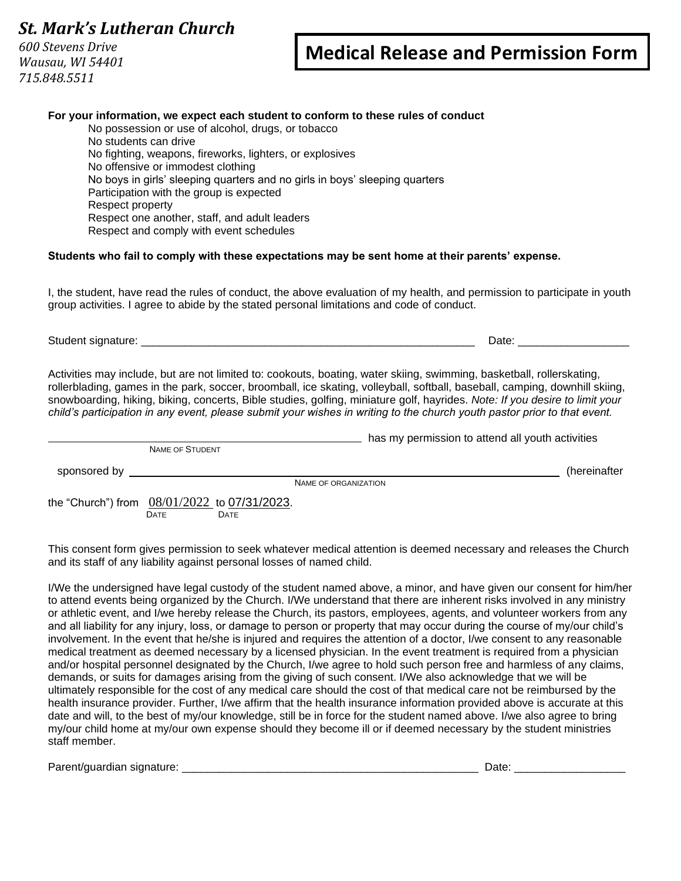**St. Mark's Lutheran Church**

*600 Stevens Drive*
*Wausau, WI 54401*
*715.848.5511*

# Medical Release and Permission Form

**For your information, we expect each student to conform to these rules of conduct**

- No possession or use of alcohol, drugs, or tobacco
- No students can drive
- No fighting, weapons, fireworks, lighters, or explosives
- No offensive or immodest clothing
- No boys in girls' sleeping quarters and no girls in boys' sleeping quarters
- Participation with the group is expected
- Respect property
- Respect one another, staff, and adult leaders
- Respect and comply with event schedules

**Students who fail to comply with these expectations may be sent home at their parents' expense.**

I, the student, have read the rules of conduct, the above evaluation of my health, and permission to participate in youth group activities. I agree to abide by the stated personal limitations and code of conduct.

Student signature: ______________________________________________________ Date: _________________

Activities may include, but are not limited to: cookouts, boating, water skiing, swimming, basketball, rollerskating, rollerblading, games in the park, soccer, broomball, ice skating, volleyball, softball, baseball, camping, downhill skiing, snowboarding, hiking, biking, concerts, Bible studies, golfing, miniature golf, hayrides. *Note: If you desire to limit your child's participation in any event, please submit your wishes in writing to the church youth pastor prior to that event.*

______________________________________________ has my permission to attend all youth activities
NAME OF STUDENT

sponsored by ______________________________________________________________ (hereinafter
NAME OF ORGANIZATION

the "Church") from 08/01/2022 to 07/31/2023.
DATE DATE

This consent form gives permission to seek whatever medical attention is deemed necessary and releases the Church and its staff of any liability against personal losses of named child.

I/We the undersigned have legal custody of the student named above, a minor, and have given our consent for him/her to attend events being organized by the Church. I/We understand that there are inherent risks involved in any ministry or athletic event, and I/we hereby release the Church, its pastors, employees, agents, and volunteer workers from any and all liability for any injury, loss, or damage to person or property that may occur during the course of my/our child's involvement. In the event that he/she is injured and requires the attention of a doctor, I/we consent to any reasonable medical treatment as deemed necessary by a licensed physician. In the event treatment is required from a physician and/or hospital personnel designated by the Church, I/we agree to hold such person free and harmless of any claims, demands, or suits for damages arising from the giving of such consent. I/We also acknowledge that we will be ultimately responsible for the cost of any medical care should the cost of that medical care not be reimbursed by the health insurance provider. Further, I/we affirm that the health insurance information provided above is accurate at this date and will, to the best of my/our knowledge, still be in force for the student named above. I/we also agree to bring my/our child home at my/our own expense should they become ill or if deemed necessary by the student ministries staff member.

Parent/guardian signature: ______________________________________________ Date: _________________